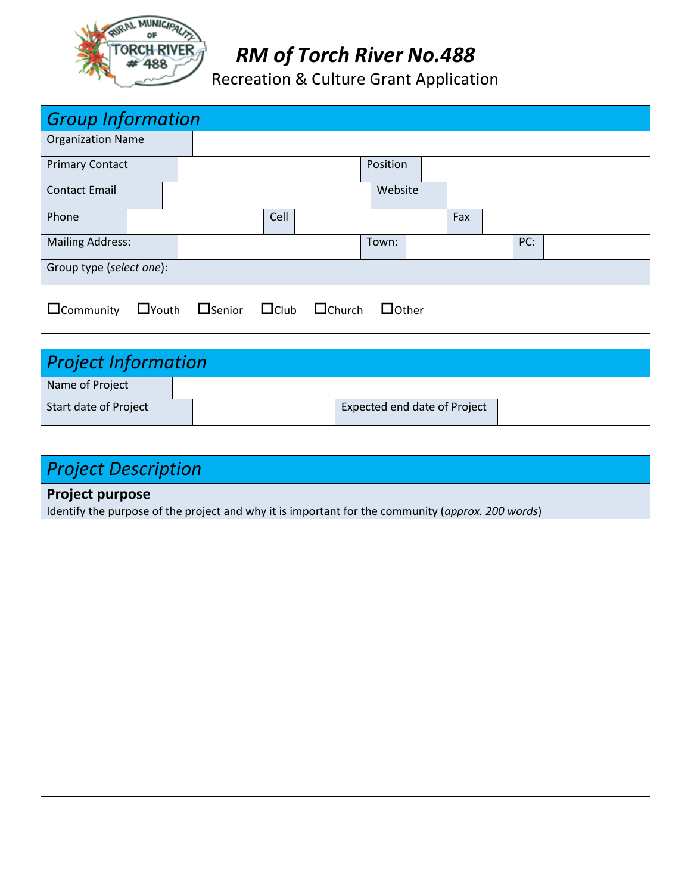# *RM of Torch River No.488*

Recreation & Culture Grant Application

## *Group Information*

| | | | | | |
|---|---|---|---|---|---|
| Organization Name | | | | | |
| Primary Contact | | Position | | | |
| Contact Email | | Website | | | |
| Phone | | Cell | | Fax | |
| Mailing Address: | | Town: | | PC: | |

Group type (*select one*):

☐Community ☐Youth ☐Senior ☐Club ☐Church ☐Other

## *Project Information*

| | | | |
|---|---|---|---|
| Name of Project | | | |
| Start date of Project | | Expected end date of Project | |

## *Project Description*

**Project purpose**

Identify the purpose of the project and why it is important for the community (*approx. 200 words*)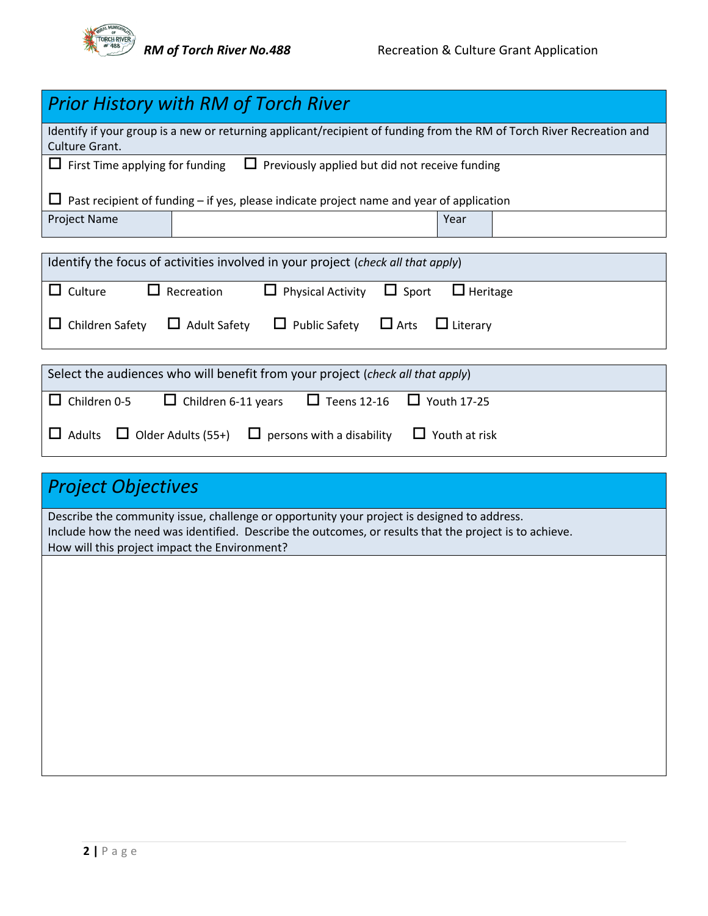## *Prior History with RM of Torch River*

Identify if your group is a new or returning applicant/recipient of funding from the RM of Torch River Recreation and Culture Grant.

☐ First Time applying for funding ☐ Previously applied but did not receive funding

☐ Past recipient of funding – if yes, please indicate project name and year of application

| | | | |
|---|---|---|---|
| Project Name | | Year | |

Identify the focus of activities involved in your project (*check all that apply*)

☐ Culture ☐ Recreation ☐ Physical Activity ☐ Sport ☐ Heritage

☐ Children Safety ☐ Adult Safety ☐ Public Safety ☐ Arts ☐ Literary

Select the audiences who will benefit from your project (*check all that apply*)

☐ Children 0-5 ☐ Children 6-11 years ☐ Teens 12-16 ☐ Youth 17-25

☐ Adults ☐ Older Adults (55+) ☐ persons with a disability ☐ Youth at risk

## *Project Objectives*

Describe the community issue, challenge or opportunity your project is designed to address.
Include how the need was identified. Describe the outcomes, or results that the project is to achieve.
How will this project impact the Environment?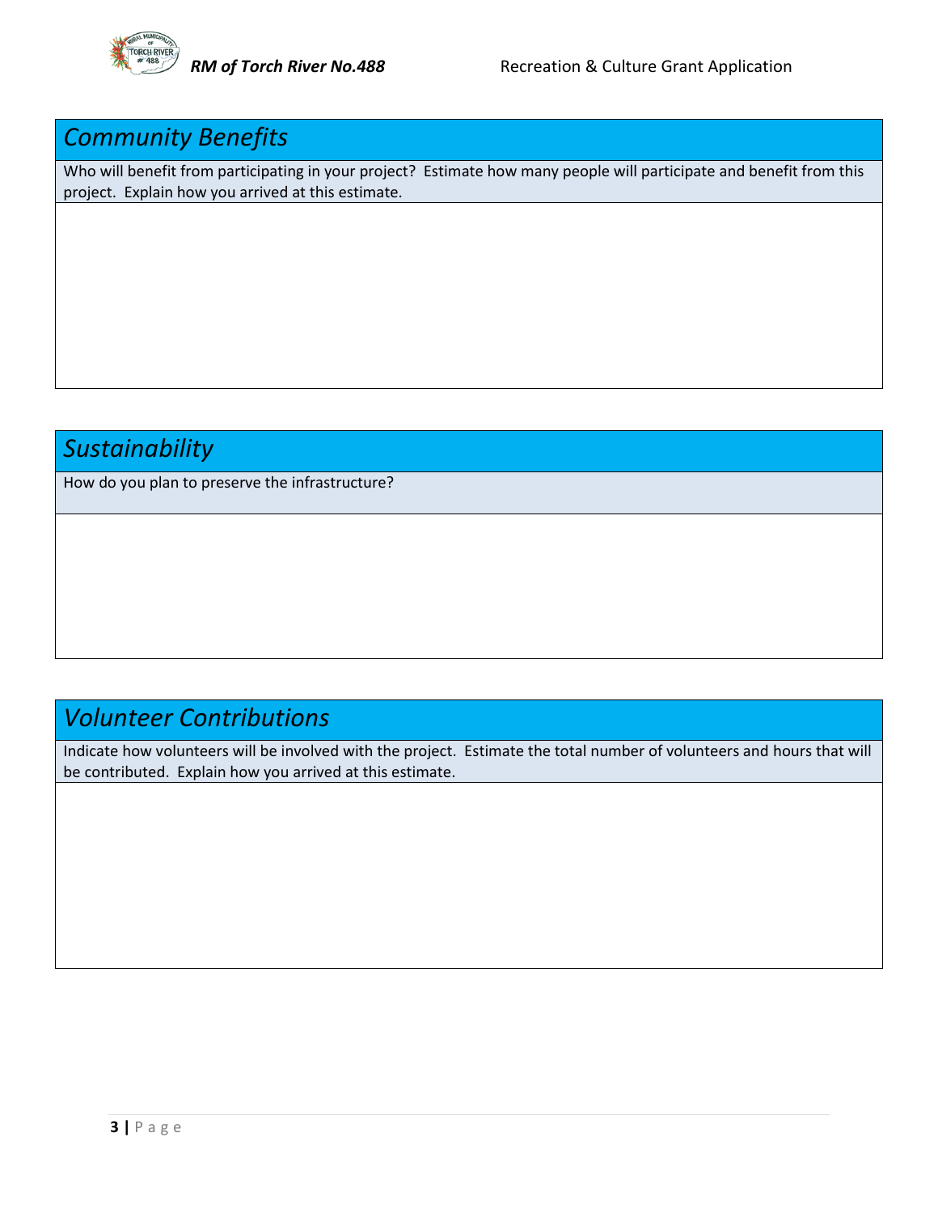## *Community Benefits*

Who will benefit from participating in your project? Estimate how many people will participate and benefit from this project. Explain how you arrived at this estimate.

## *Sustainability*

How do you plan to preserve the infrastructure?

## *Volunteer Contributions*

Indicate how volunteers will be involved with the project. Estimate the total number of volunteers and hours that will be contributed. Explain how you arrived at this estimate.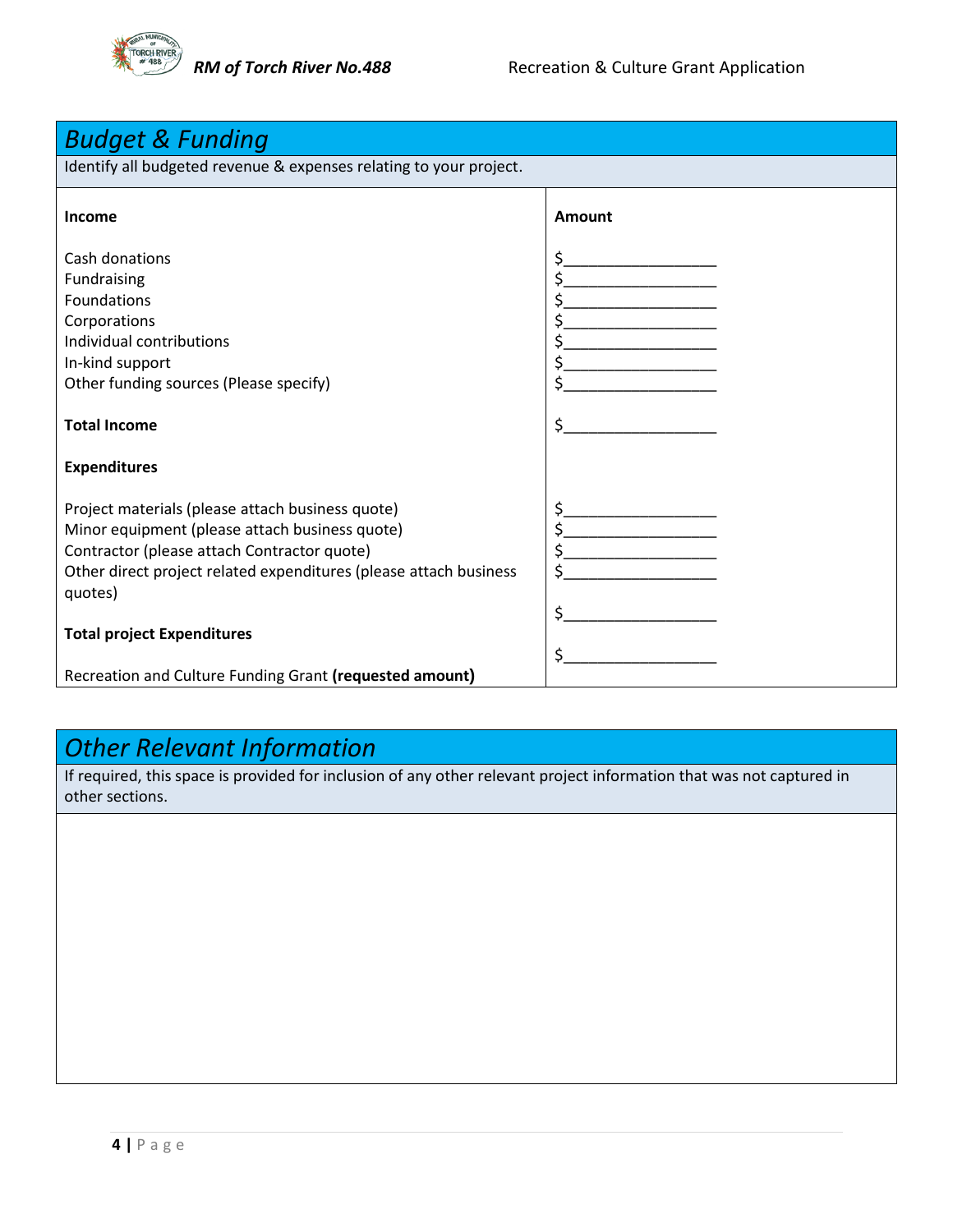## *Budget & Funding*

Identify all budgeted revenue & expenses relating to your project.

| Income | Amount |
|---|---|
| Cash donations | $__________________ |
| Fundraising | $__________________ |
| Foundations | $__________________ |
| Corporations | $__________________ |
| Individual contributions | $__________________ |
| In-kind support | $__________________ |
| Other funding sources (Please specify) | $__________________ |
| **Total Income** | $__________________ |
| **Expenditures** | |
| Project materials (please attach business quote) | $__________________ |
| Minor equipment (please attach business quote) | $__________________ |
| Contractor (please attach Contractor quote) | $__________________ |
| Other direct project related expenditures (please attach business quotes) | $__________________ |
| **Total project Expenditures** | $__________________ |
| Recreation and Culture Funding Grant **(requested amount)** | $__________________ |

## *Other Relevant Information*

If required, this space is provided for inclusion of any other relevant project information that was not captured in other sections.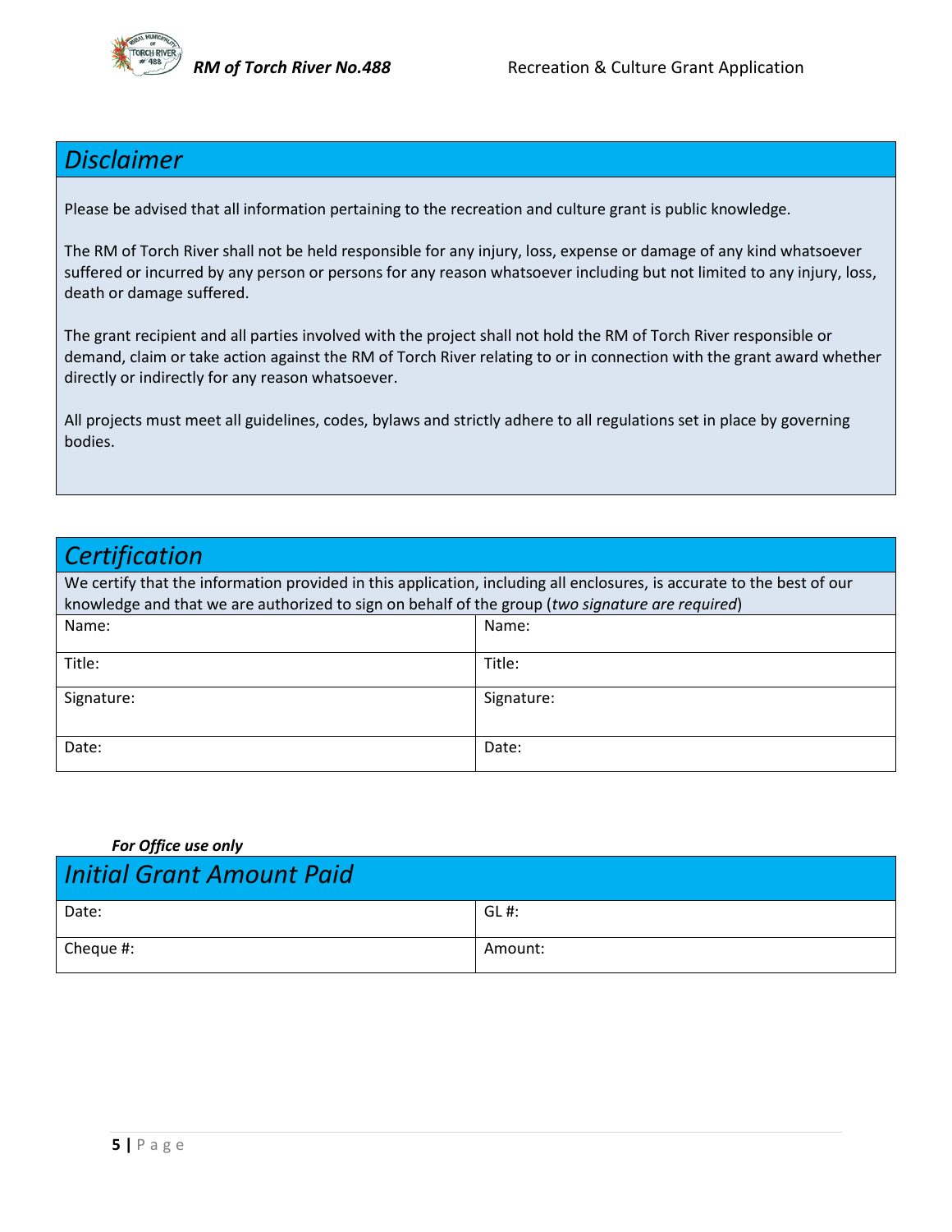## *Disclaimer*

Please be advised that all information pertaining to the recreation and culture grant is public knowledge.

The RM of Torch River shall not be held responsible for any injury, loss, expense or damage of any kind whatsoever suffered or incurred by any person or persons for any reason whatsoever including but not limited to any injury, loss, death or damage suffered.

The grant recipient and all parties involved with the project shall not hold the RM of Torch River responsible or demand, claim or take action against the RM of Torch River relating to or in connection with the grant award whether directly or indirectly for any reason whatsoever.

All projects must meet all guidelines, codes, bylaws and strictly adhere to all regulations set in place by governing bodies.

## *Certification*

We certify that the information provided in this application, including all enclosures, is accurate to the best of our knowledge and that we are authorized to sign on behalf of the group (*two signature are required*)

| | |
|---|---|
| Name: | Name: |
| Title: | Title: |
| Signature: | Signature: |
| Date: | Date: |

***For Office use only***

## *Initial Grant Amount Paid*

| | |
|---|---|
| Date: | GL #: |
| Cheque #: | Amount: |